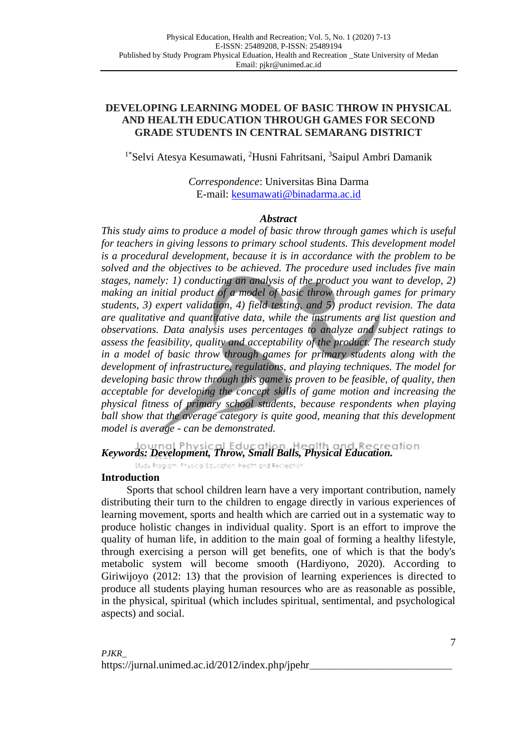# DEVELOPING LEARNING MODEL OF BASIC THROW IN PHYSICAL AND HEALTH EDUCATION THROUGH GAMES FOR SECOND GRADE STUDENTS IN CENTRAL SEMARANG DISTRICT

[1*]Selvi Atesya Kesumawati, [2]Husni Fahritsani, [3]Saipul Ambri Damanik

*Correspondence*: Universitas Bina Darma
E-mail: kesumawati@binadarma.ac.id

### *Abstract*

*This study aims to produce a model of basic throw through games which is useful for teachers in giving lessons to primary school students. This development model is a procedural development, because it is in accordance with the problem to be solved and the objectives to be achieved. The procedure used includes five main stages, namely: 1) conducting an analysis of the product you want to develop, 2) making an initial product of a model of basic throw through games for primary students, 3) expert validation, 4) field testing, and 5) product revision. The data are qualitative and quantitative data, while the instruments are list question and observations. Data analysis uses percentages to analyze and subject ratings to assess the feasibility, quality and acceptability of the product. The research study in a model of basic throw through games for primary students along with the development of infrastructure, regulations, and playing techniques. The model for developing basic throw through this game is proven to be feasible, of quality, then acceptable for developing the concept skills of game motion and increasing the physical fitness of primary school students, because respondents when playing ball show that the average category is quite good, meaning that this development model is average - can be demonstrated.*

***Keywords: Development, Throw, Small Balls, Physical Education.***

## Introduction

Sports that school children learn have a very important contribution, namely distributing their turn to the children to engage directly in various experiences of learning movement, sports and health which are carried out in a systematic way to produce holistic changes in individual quality. Sport is an effort to improve the quality of human life, in addition to the main goal of forming a healthy lifestyle, through exercising a person will get benefits, one of which is that the body's metabolic system will become smooth (Hardiyono, 2020). According to Giriwijoyo (2012: 13) that the provision of learning experiences is directed to produce all students playing human resources who are as reasonable as possible, in the physical, spiritual (which includes spiritual, sentimental, and psychological aspects) and social.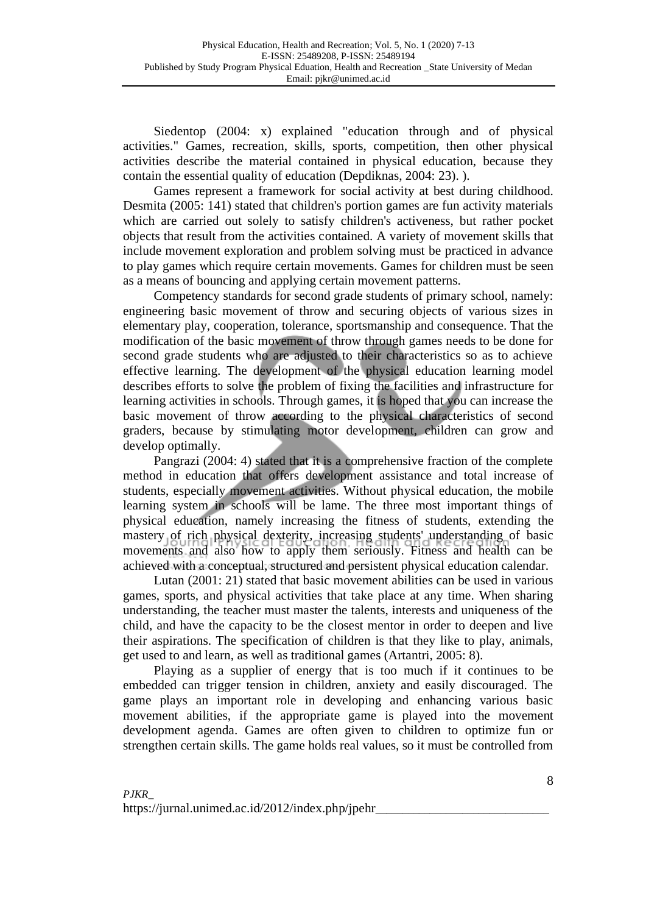Siedentop (2004: x) explained "education through and of physical activities." Games, recreation, skills, sports, competition, then other physical activities describe the material contained in physical education, because they contain the essential quality of education (Depdiknas, 2004: 23). ).

Games represent a framework for social activity at best during childhood. Desmita (2005: 141) stated that children's portion games are fun activity materials which are carried out solely to satisfy children's activeness, but rather pocket objects that result from the activities contained. A variety of movement skills that include movement exploration and problem solving must be practiced in advance to play games which require certain movements. Games for children must be seen as a means of bouncing and applying certain movement patterns.

Competency standards for second grade students of primary school, namely: engineering basic movement of throw and securing objects of various sizes in elementary play, cooperation, tolerance, sportsmanship and consequence. That the modification of the basic movement of throw through games needs to be done for second grade students who are adjusted to their characteristics so as to achieve effective learning. The development of the physical education learning model describes efforts to solve the problem of fixing the facilities and infrastructure for learning activities in schools. Through games, it is hoped that you can increase the basic movement of throw according to the physical characteristics of second graders, because by stimulating motor development, children can grow and develop optimally.

Pangrazi (2004: 4) stated that it is a comprehensive fraction of the complete method in education that offers development assistance and total increase of students, especially movement activities. Without physical education, the mobile learning system in schools will be lame. The three most important things of physical education, namely increasing the fitness of students, extending the mastery of rich physical dexterity, increasing students' understanding of basic movements and also how to apply them seriously. Fitness and health can be achieved with a conceptual, structured and persistent physical education calendar.

Lutan (2001: 21) stated that basic movement abilities can be used in various games, sports, and physical activities that take place at any time. When sharing understanding, the teacher must master the talents, interests and uniqueness of the child, and have the capacity to be the closest mentor in order to deepen and live their aspirations. The specification of children is that they like to play, animals, get used to and learn, as well as traditional games (Artantri, 2005: 8).

Playing as a supplier of energy that is too much if it continues to be embedded can trigger tension in children, anxiety and easily discouraged. The game plays an important role in developing and enhancing various basic movement abilities, if the appropriate game is played into the movement development agenda. Games are often given to children to optimize fun or strengthen certain skills. The game holds real values, so it must be controlled from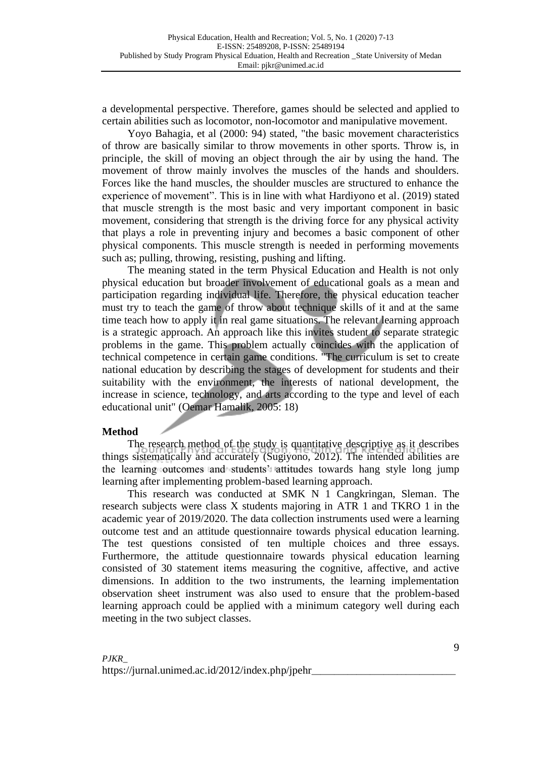a developmental perspective. Therefore, games should be selected and applied to certain abilities such as locomotor, non-locomotor and manipulative movement.

Yoyo Bahagia, et al (2000: 94) stated, "the basic movement characteristics of throw are basically similar to throw movements in other sports. Throw is, in principle, the skill of moving an object through the air by using the hand. The movement of throw mainly involves the muscles of the hands and shoulders. Forces like the hand muscles, the shoulder muscles are structured to enhance the experience of movement". This is in line with what Hardiyono et al. (2019) stated that muscle strength is the most basic and very important component in basic movement, considering that strength is the driving force for any physical activity that plays a role in preventing injury and becomes a basic component of other physical components. This muscle strength is needed in performing movements such as; pulling, throwing, resisting, pushing and lifting.

The meaning stated in the term Physical Education and Health is not only physical education but broader involvement of educational goals as a mean and participation regarding individual life. Therefore, the physical education teacher must try to teach the game of throw about technique skills of it and at the same time teach how to apply it in real game situations. The relevant learning approach is a strategic approach. An approach like this invites student to separate strategic problems in the game. This problem actually coincides with the application of technical competence in certain game conditions. "The curriculum is set to create national education by describing the stages of development for students and their suitability with the environment, the interests of national development, the increase in science, technology, and arts according to the type and level of each educational unit" (Oemar Hamalik, 2005: 18)

## Method

The research method of the study is quantitative descriptive as it describes things sistematically and accurately (Sugiyono, 2012). The intended abilities are the learning outcomes and students' attitudes towards hang style long jump learning after implementing problem-based learning approach.

This research was conducted at SMK N 1 Cangkringan, Sleman. The research subjects were class X students majoring in ATR 1 and TKRO 1 in the academic year of 2019/2020. The data collection instruments used were a learning outcome test and an attitude questionnaire towards physical education learning. The test questions consisted of ten multiple choices and three essays. Furthermore, the attitude questionnaire towards physical education learning consisted of 30 statement items measuring the cognitive, affective, and active dimensions. In addition to the two instruments, the learning implementation observation sheet instrument was also used to ensure that the problem-based learning approach could be applied with a minimum category well during each meeting in the two subject classes.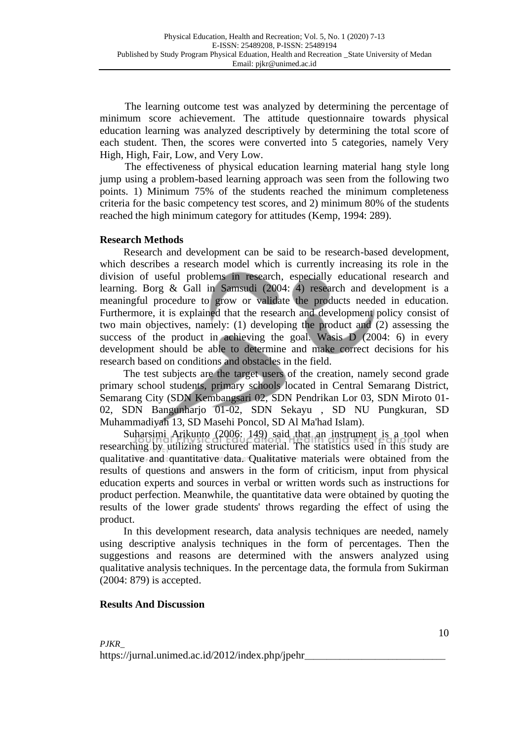The learning outcome test was analyzed by determining the percentage of minimum score achievement. The attitude questionnaire towards physical education learning was analyzed descriptively by determining the total score of each student. Then, the scores were converted into 5 categories, namely Very High, High, Fair, Low, and Very Low.

The effectiveness of physical education learning material hang style long jump using a problem-based learning approach was seen from the following two points. 1) Minimum 75% of the students reached the minimum completeness criteria for the basic competency test scores, and 2) minimum 80% of the students reached the high minimum category for attitudes (Kemp, 1994: 289).

## Research Methods

Research and development can be said to be research-based development, which describes a research model which is currently increasing its role in the division of useful problems in research, especially educational research and learning. Borg & Gall in Samsudi (2004: 4) research and development is a meaningful procedure to grow or validate the products needed in education. Furthermore, it is explained that the research and development policy consist of two main objectives, namely: (1) developing the product and (2) assessing the success of the product in achieving the goal. Wasis D (2004: 6) in every development should be able to determine and make correct decisions for his research based on conditions and obstacles in the field.

The test subjects are the target users of the creation, namely second grade primary school students, primary schools located in Central Semarang District, Semarang City (SDN Kembangsari 02, SDN Pendrikan Lor 03, SDN Miroto 01-02, SDN Bangunharjo 01-02, SDN Sekayu , SD NU Pungkuran, SD Muhammadiyah 13, SD Masehi Poncol, SD Al Ma'had Islam).

Suharsimi Arikunto (2006: 149) said that an instrument is a tool when researching by utilizing structured material. The statistics used in this study are qualitative and quantitative data. Qualitative materials were obtained from the results of questions and answers in the form of criticism, input from physical education experts and sources in verbal or written words such as instructions for product perfection. Meanwhile, the quantitative data were obtained by quoting the results of the lower grade students' throws regarding the effect of using the product.

In this development research, data analysis techniques are needed, namely using descriptive analysis techniques in the form of percentages. Then the suggestions and reasons are determined with the answers analyzed using qualitative analysis techniques. In the percentage data, the formula from Sukirman (2004: 879) is accepted.

## Results And Discussion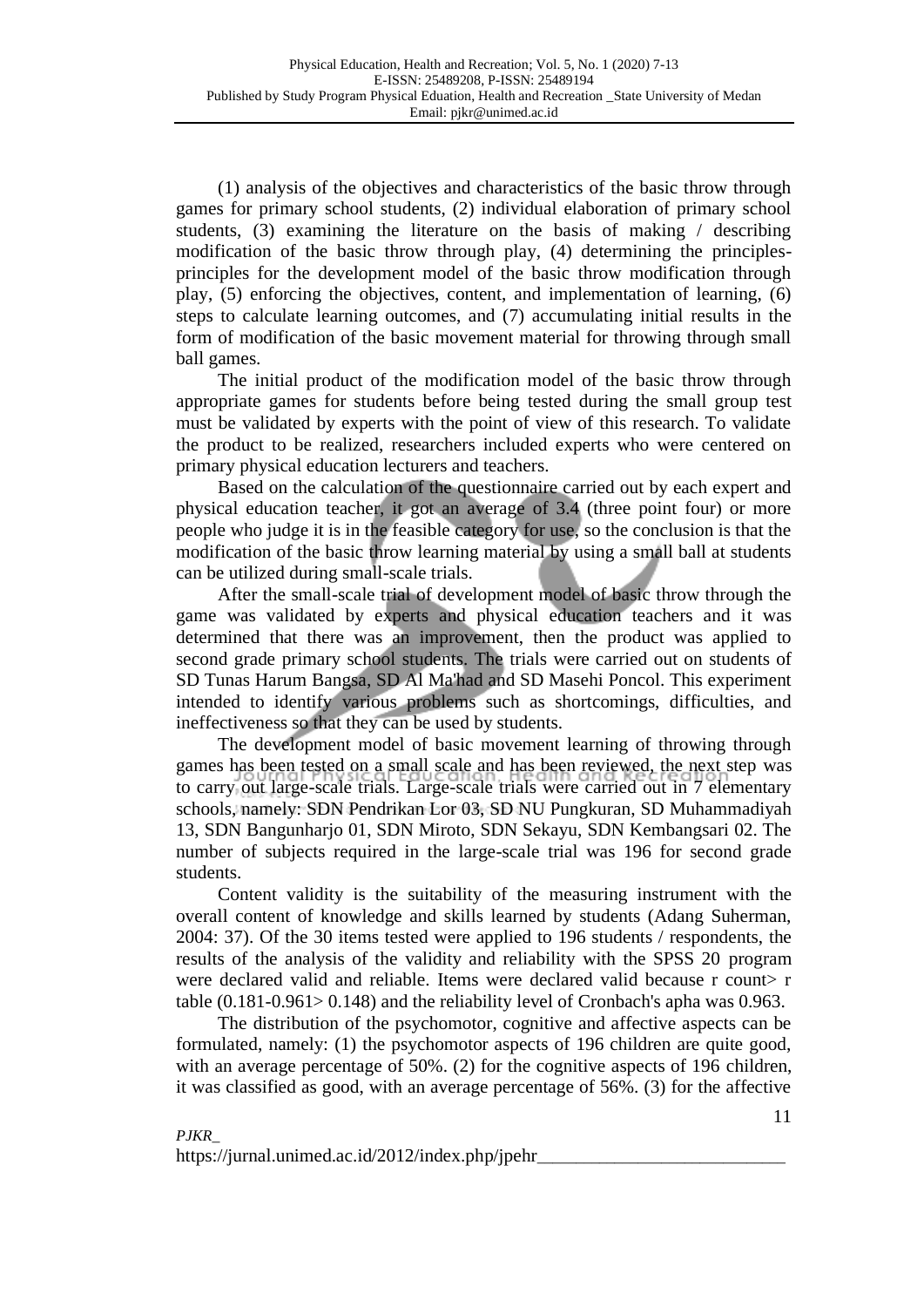(1) analysis of the objectives and characteristics of the basic throw through games for primary school students, (2) individual elaboration of primary school students, (3) examining the literature on the basis of making / describing modification of the basic throw through play, (4) determining the principles-principles for the development model of the basic throw modification through play, (5) enforcing the objectives, content, and implementation of learning, (6) steps to calculate learning outcomes, and (7) accumulating initial results in the form of modification of the basic movement material for throwing through small ball games.

The initial product of the modification model of the basic throw through appropriate games for students before being tested during the small group test must be validated by experts with the point of view of this research. To validate the product to be realized, researchers included experts who were centered on primary physical education lecturers and teachers.

Based on the calculation of the questionnaire carried out by each expert and physical education teacher, it got an average of 3.4 (three point four) or more people who judge it is in the feasible category for use, so the conclusion is that the modification of the basic throw learning material by using a small ball at students can be utilized during small-scale trials.

After the small-scale trial of development model of basic throw through the game was validated by experts and physical education teachers and it was determined that there was an improvement, then the product was applied to second grade primary school students. The trials were carried out on students of SD Tunas Harum Bangsa, SD Al Ma'had and SD Masehi Poncol. This experiment intended to identify various problems such as shortcomings, difficulties, and ineffectiveness so that they can be used by students.

The development model of basic movement learning of throwing through games has been tested on a small scale and has been reviewed, the next step was to carry out large-scale trials. Large-scale trials were carried out in 7 elementary schools, namely: SDN Pendrikan Lor 03, SD NU Pungkuran, SD Muhammadiyah 13, SDN Bangunharjo 01, SDN Miroto, SDN Sekayu, SDN Kembangsari 02. The number of subjects required in the large-scale trial was 196 for second grade students.

Content validity is the suitability of the measuring instrument with the overall content of knowledge and skills learned by students (Adang Suherman, 2004: 37). Of the 30 items tested were applied to 196 students / respondents, the results of the analysis of the validity and reliability with the SPSS 20 program were declared valid and reliable. Items were declared valid because r count> r table (0.181-0.961> 0.148) and the reliability level of Cronbach's apha was 0.963.

The distribution of the psychomotor, cognitive and affective aspects can be formulated, namely: (1) the psychomotor aspects of 196 children are quite good, with an average percentage of 50%. (2) for the cognitive aspects of 196 children, it was classified as good, with an average percentage of 56%. (3) for the affective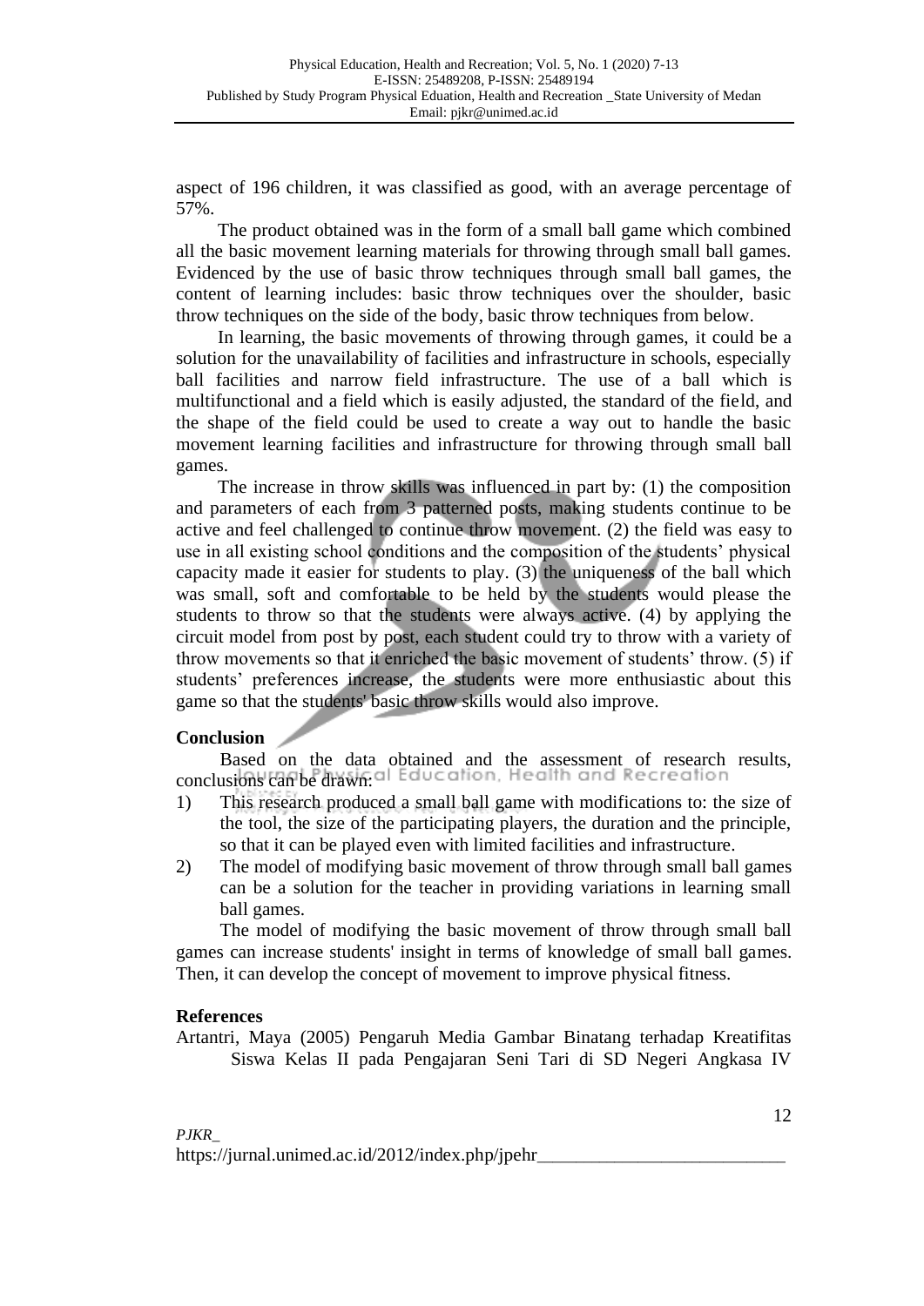aspect of 196 children, it was classified as good, with an average percentage of 57%.

The product obtained was in the form of a small ball game which combined all the basic movement learning materials for throwing through small ball games. Evidenced by the use of basic throw techniques through small ball games, the content of learning includes: basic throw techniques over the shoulder, basic throw techniques on the side of the body, basic throw techniques from below.

In learning, the basic movements of throwing through games, it could be a solution for the unavailability of facilities and infrastructure in schools, especially ball facilities and narrow field infrastructure. The use of a ball which is multifunctional and a field which is easily adjusted, the standard of the field, and the shape of the field could be used to create a way out to handle the basic movement learning facilities and infrastructure for throwing through small ball games.

The increase in throw skills was influenced in part by: (1) the composition and parameters of each from 3 patterned posts, making students continue to be active and feel challenged to continue throw movement. (2) the field was easy to use in all existing school conditions and the composition of the students' physical capacity made it easier for students to play. (3) the uniqueness of the ball which was small, soft and comfortable to be held by the students would please the students to throw so that the students were always active. (4) by applying the circuit model from post by post, each student could try to throw with a variety of throw movements so that it enriched the basic movement of students' throw. (5) if students' preferences increase, the students were more enthusiastic about this game so that the students' basic throw skills would also improve.

## Conclusion

Based on the data obtained and the assessment of research results, conclusions can be drawn:

1) This research produced a small ball game with modifications to: the size of the tool, the size of the participating players, the duration and the principle, so that it can be played even with limited facilities and infrastructure.
2) The model of modifying basic movement of throw through small ball games can be a solution for the teacher in providing variations in learning small ball games.

The model of modifying the basic movement of throw through small ball games can increase students' insight in terms of knowledge of small ball games. Then, it can develop the concept of movement to improve physical fitness.

## References

Artantri, Maya (2005) Pengaruh Media Gambar Binatang terhadap Kreatifitas Siswa Kelas II pada Pengajaran Seni Tari di SD Negeri Angkasa IV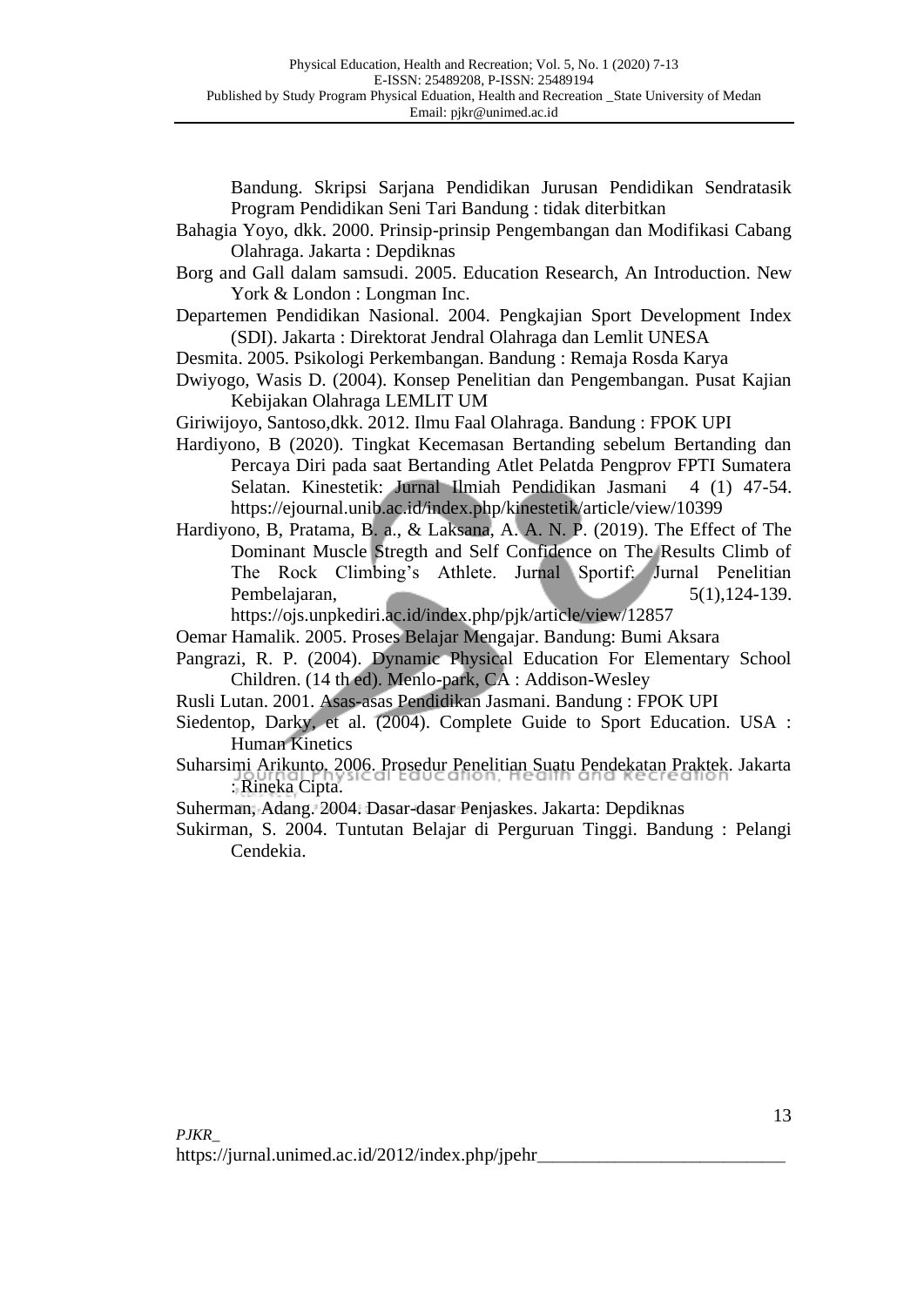Bandung. Skripsi Sarjana Pendidikan Jurusan Pendidikan Sendratasik Program Pendidikan Seni Tari Bandung : tidak diterbitkan

Bahagia Yoyo, dkk. 2000. Prinsip-prinsip Pengembangan dan Modifikasi Cabang Olahraga. Jakarta : Depdiknas

Borg and Gall dalam samsudi. 2005. Education Research, An Introduction. New York & London : Longman Inc.

Departemen Pendidikan Nasional. 2004. Pengkajian Sport Development Index (SDI). Jakarta : Direktorat Jendral Olahraga dan Lemlit UNESA

Desmita. 2005. Psikologi Perkembangan. Bandung : Remaja Rosda Karya

Dwiyogo, Wasis D. (2004). Konsep Penelitian dan Pengembangan. Pusat Kajian Kebijakan Olahraga LEMLIT UM

Giriwijoyo, Santoso,dkk. 2012. Ilmu Faal Olahraga. Bandung : FPOK UPI

Hardiyono, B (2020). Tingkat Kecemasan Bertanding sebelum Bertanding dan Percaya Diri pada saat Bertanding Atlet Pelatda Pengprov FPTI Sumatera Selatan. Kinestetik: Jurnal Ilmiah Pendidikan Jasmani 4 (1) 47-54. https://ejournal.unib.ac.id/index.php/kinestetik/article/view/10399

Hardiyono, B, Pratama, B. a., & Laksana, A. A. N. P. (2019). The Effect of The Dominant Muscle Stregth and Self Confidence on The Results Climb of The Rock Climbing's Athlete. Jurnal Sportif: Jurnal Penelitian Pembelajaran, 5(1),124-139. https://ojs.unpkediri.ac.id/index.php/pjk/article/view/12857

Oemar Hamalik. 2005. Proses Belajar Mengajar. Bandung: Bumi Aksara

Pangrazi, R. P. (2004). Dynamic Physical Education For Elementary School Children. (14 th ed). Menlo-park, CA : Addison-Wesley

Rusli Lutan. 2001. Asas-asas Pendidikan Jasmani. Bandung : FPOK UPI

Siedentop, Darky, et al. (2004). Complete Guide to Sport Education. USA : Human Kinetics

Suharsimi Arikunto. 2006. Prosedur Penelitian Suatu Pendekatan Praktek. Jakarta : Rineka Cipta.

Suherman, Adang. 2004. Dasar-dasar Penjaskes. Jakarta: Depdiknas

Sukirman, S. 2004. Tuntutan Belajar di Perguruan Tinggi. Bandung : Pelangi Cendekia.